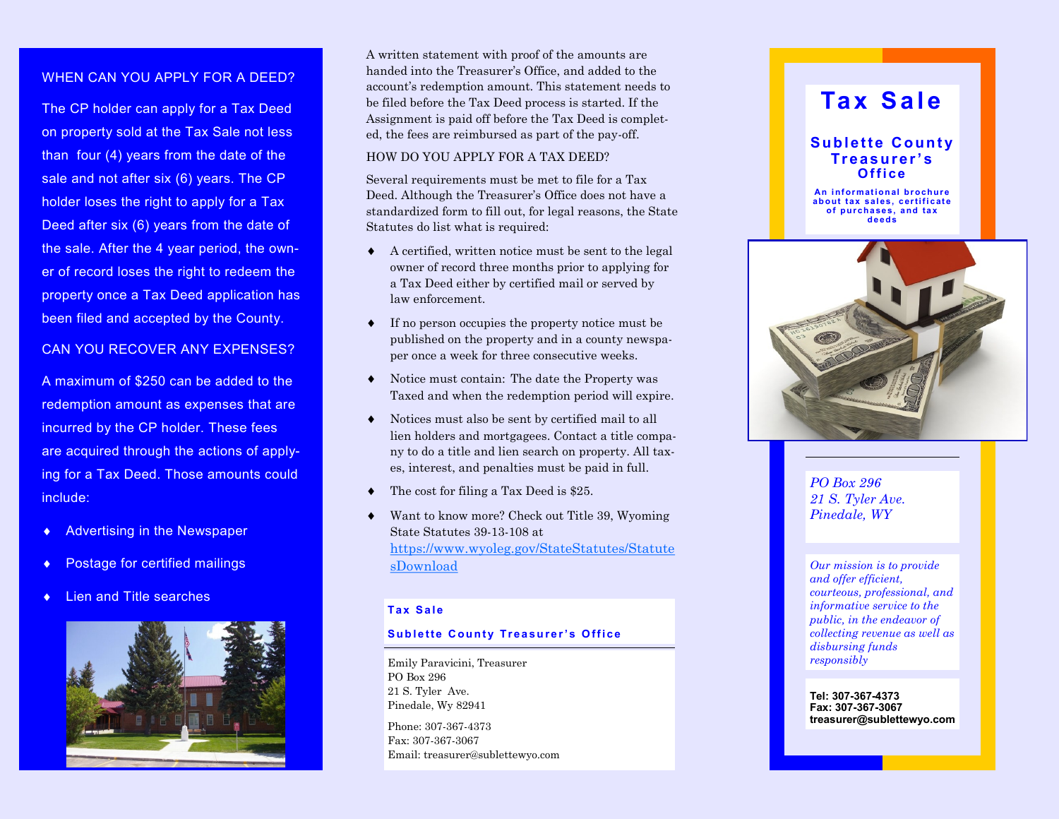## WHEN CAN YOU APPLY FOR A DEED?

The CP holder can apply for a Tax Deed on property sold at the Tax Sale not less than four (4) years from the date of the sale and not after six (6) years. The CP holder loses the right to apply for a Tax Deed after six (6) years from the date of the sale. After the 4 year period, the owner of record loses the right to redeem the property once a Tax Deed application has been filed and accepted by the County.

## CAN YOU RECOVER ANY EXPENSES?

A maximum of $250 can be added to the redemption amount as expenses that are incurred by the CP holder. These fees are acquired through the actions of applying for a Tax Deed. Those amounts could include:

- Advertising in the Newspaper
- Postage for certified mailings
- Lien and Title searches

A written statement with proof of the amounts are handed into the Treasurer's Office, and added to the account's redemption amount. This statement needs to be filed before the Tax Deed process is started. If the Assignment is paid off before the Tax Deed is completed, the fees are reimbursed as part of the pay-off.

## HOW DO YOU APPLY FOR A TAX DEED?

Several requirements must be met to file for a Tax Deed. Although the Treasurer's Office does not have a standardized form to fill out, for legal reasons, the State Statutes do list what is required:

- A certified, written notice must be sent to the legal owner of record three months prior to applying for a Tax Deed either by certified mail or served by law enforcement.
- If no person occupies the property notice must be published on the property and in a county newspaper once a week for three consecutive weeks.
- Notice must contain: The date the Property was Taxed and when the redemption period will expire.
- Notices must also be sent by certified mail to all lien holders and mortgagees. Contact a title company to do a title and lien search on property. All taxes, interest, and penalties must be paid in full.
- The cost for filing a Tax Deed is $25.
- Want to know more? Check out Title 39, Wyoming State Statutes 39-13-108 at https://www.wyoleg.gov/StateStatutes/StatutesDownload

**Tax Sale**

**Sublette County Treasurer's Office**

Emily Paravicini, Treasurer
PO Box 296
21 S. Tyler Ave.
Pinedale, Wy 82941

Phone: 307-367-4373
Fax: 307-367-3067
Email: treasurer@sublettewyo.com

# Tax Sale

## Sublette County Treasurer's Office

**An informational brochure about tax sales, certificate of purchases, and tax deeds**

*PO Box 296*
*21 S. Tyler Ave.*
*Pinedale, WY*

*Our mission is to provide and offer efficient, courteous, professional, and informative service to the public, in the endeavor of collecting revenue as well as disbursing funds responsibly*

**Tel: 307-367-4373**
**Fax: 307-367-3067**
**treasurer@sublettewyo.com**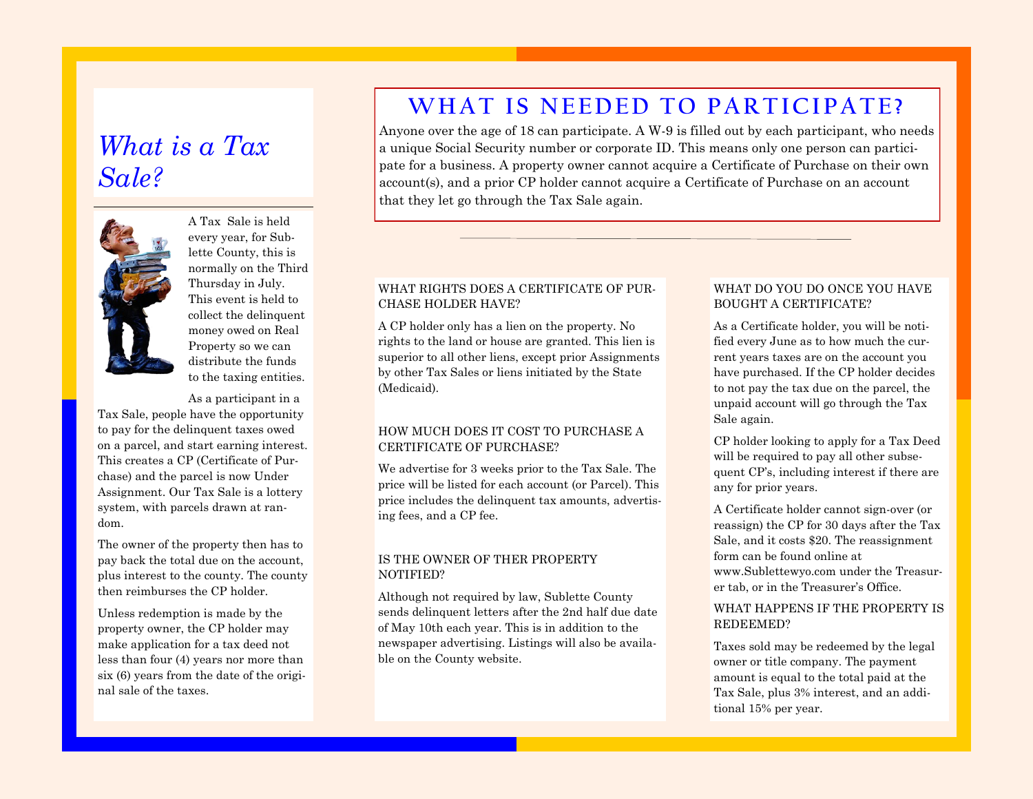# *What is a Tax Sale?*

A Tax Sale is held every year, for Sublette County, this is normally on the Third Thursday in July. This event is held to collect the delinquent money owed on Real Property so we can distribute the funds to the taxing entities.

As a participant in a Tax Sale, people have the opportunity to pay for the delinquent taxes owed on a parcel, and start earning interest. This creates a CP (Certificate of Purchase) and the parcel is now Under Assignment. Our Tax Sale is a lottery system, with parcels drawn at random.

The owner of the property then has to pay back the total due on the account, plus interest to the county. The county then reimburses the CP holder.

Unless redemption is made by the property owner, the CP holder may make application for a tax deed not less than four (4) years nor more than six (6) years from the date of the original sale of the taxes.

# WHAT IS NEEDED TO PARTICIPATE?

Anyone over the age of 18 can participate. A W-9 is filled out by each participant, who needs a unique Social Security number or corporate ID. This means only one person can participate for a business. A property owner cannot acquire a Certificate of Purchase on their own account(s), and a prior CP holder cannot acquire a Certificate of Purchase on an account that they let go through the Tax Sale again.

### WHAT RIGHTS DOES A CERTIFICATE OF PURCHASE HOLDER HAVE?

A CP holder only has a lien on the property. No rights to the land or house are granted. This lien is superior to all other liens, except prior Assignments by other Tax Sales or liens initiated by the State (Medicaid).

### HOW MUCH DOES IT COST TO PURCHASE A CERTIFICATE OF PURCHASE?

We advertise for 3 weeks prior to the Tax Sale. The price will be listed for each account (or Parcel). This price includes the delinquent tax amounts, advertising fees, and a CP fee.

### IS THE OWNER OF THER PROPERTY NOTIFIED?

Although not required by law, Sublette County sends delinquent letters after the 2nd half due date of May 10th each year. This is in addition to the newspaper advertising. Listings will also be available on the County website.

### WHAT DO YOU DO ONCE YOU HAVE BOUGHT A CERTIFICATE?

As a Certificate holder, you will be notified every June as to how much the current years taxes are on the account you have purchased. If the CP holder decides to not pay the tax due on the parcel, the unpaid account will go through the Tax Sale again.

CP holder looking to apply for a Tax Deed will be required to pay all other subsequent CP's, including interest if there are any for prior years.

A Certificate holder cannot sign-over (or reassign) the CP for 30 days after the Tax Sale, and it costs $20. The reassignment form can be found online at www.Sublettewyo.com under the Treasurer tab, or in the Treasurer's Office.

### WHAT HAPPENS IF THE PROPERTY IS REDEEMED?

Taxes sold may be redeemed by the legal owner or title company. The payment amount is equal to the total paid at the Tax Sale, plus 3% interest, and an additional 15% per year.